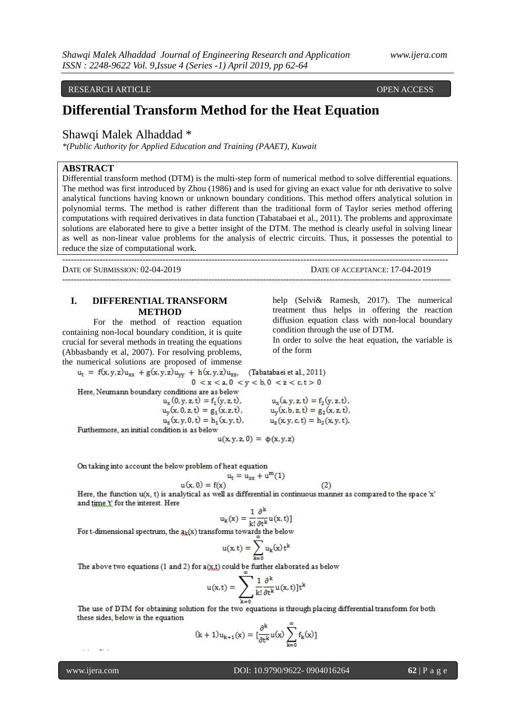RESEARCH ARTICLE OPEN ACCESS

# Differential Transform Method for the Heat Equation

Shawqi Malek Alhaddad *

*(Public Authority for Applied Education and Training (PAAET), Kuwait

## ABSTRACT

Differential transform method (DTM) is the multi-step form of numerical method to solve differential equations. The method was first introduced by Zhou (1986) and is used for giving an exact value for nth derivative to solve analytical functions having known or unknown boundary conditions. This method offers analytical solution in polynomial terms. The method is rather different than the traditional form of Taylor series method offering computations with required derivatives in data function (Tabatabaei et al., 2011). The problems and approximate solutions are elaborated here to give a better insight of the DTM. The method is clearly useful in solving linear as well as non-linear value problems for the analysis of electric circuits. Thus, it possesses the potential to reduce the size of computational work.

---

DATE OF SUBMISSION: 02-04-2019 DATE OF ACCEPTANCE: 17-04-2019

---

## I. DIFFERENTIAL TRANSFORM METHOD

For the method of reaction equation containing non-local boundary condition, it is quite crucial for several methods in treating the equations (Abbasbandy et al, 2007). For resolving problems, the numerical solutions are proposed of immense help (Selvi& Ramesh, 2017). The numerical treatment thus helps in offering the reaction diffusion equation class with non-local boundary condition through the use of DTM.

In order to solve the heat equation, the variable is of the form

$$u_t = f(x,y,z)u_{xx} + g(x,y,z)u_{yy} + h(x,y,z)u_{zz}, \quad \text{(Tabatabaei et al., 2011)}$$

$$0 < x < a, 0 < y < b, 0 < z < c, t > 0$$

Here, Neumann boundary conditions are as below

$$u_x(0,y,z,t) = f_1(y,z,t), \qquad u_x(a,y,z,t) = f_2(y,z,t),$$

$$u_y(x,0,z,t) = g_1(x,z,t), \qquad u_y(x,b,z,t) = g_2(x,z,t),$$

$$u_z(x,y,0,t) = h_1(x,y,t), \qquad u_z(x,y,c,t) = h_2(x,y,t),$$

Furthermore, an initial condition is as below

$$u(x,y,z,0) = \phi(x,y,z)$$

On taking into account the below problem of heat equation

$$u_t = u_{xx} + u^m (1)$$

$$u(x,0) = f(x) \qquad (2)$$

Here, the function u(x, t) is analytical as well as differential in continuous manner as compared to the space 'x' and time 't' for the interest. Here

$$u_k(x) = \frac{1}{k!}\frac{\partial^k}{\partial t^k}u(x,t)]$$

For t-dimensional spectrum, the $a_k(x)$ transforms towards the below

$$u(x,t) = \sum_{k=0}^{\infty} u_k(x)t^k$$

The above two equations (1 and 2) for a(x,t) could be further elaborated as below

$$u(x,t) = \sum_{k=0}^{\infty} \frac{1}{k!}\frac{\partial^k}{\partial t^k}u(x,t)]t^k$$

The use of DTM for obtaining solution for the two equations is through placing differential transform for both these sides, below is the equation

$$(k+1)u_{k+1}(x) = [\frac{\partial^k}{\partial t^k}u(x)\sum_{k=0}^{\infty} f_k(x)]$$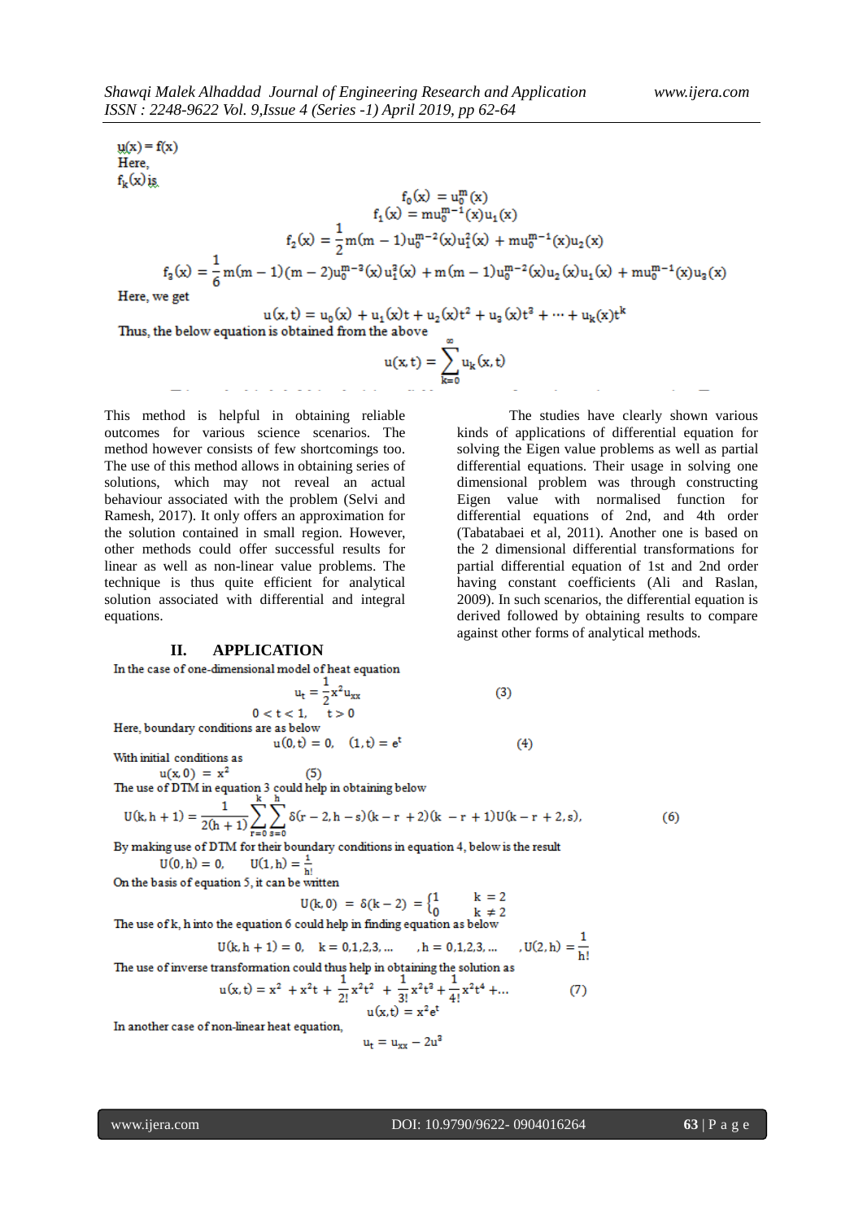$u(x) = f(x)$

Here,

$f_k(x)$ is

$$f_0(x) = u_0^m(x)$$

$$f_1(x) = mu_0^{m-1}(x)u_1(x)$$

$$f_2(x) = \frac{1}{2}m(m-1)u_0^{m-2}(x)u_1^2(x) + mu_0^{m-1}(x)u_2(x)$$

$$f_3(x) = \frac{1}{6}m(m-1)(m-2)u_0^{m-3}(x)u_1^3(x) + m(m-1)u_0^{m-2}(x)u_2(x)u_1(x) + mu_0^{m-1}(x)u_3(x)$$

Here, we get

$$u(x,t) = u_0(x) + u_1(x)t + u_2(x)t^2 + u_3(x)t^3 + \cdots + u_k(x)t^k$$

Thus, the below equation is obtained from the above

$$u(x,t) = \sum_{k=0}^{\infty} u_k(x,t)$$

This method is helpful in obtaining reliable outcomes for various science scenarios. The method however consists of few shortcomings too. The use of this method allows in obtaining series of solutions, which may not reveal an actual behaviour associated with the problem (Selvi and Ramesh, 2017). It only offers an approximation for the solution contained in small region. However, other methods could offer successful results for linear as well as non-linear value problems. The technique is thus quite efficient for analytical solution associated with differential and integral equations.

The studies have clearly shown various kinds of applications of differential equation for solving the Eigen value problems as well as partial differential equations. Their usage in solving one dimensional problem was through constructing Eigen value with normalised function for differential equations of 2nd, and 4th order (Tabatabaei et al, 2011). Another one is based on the 2 dimensional differential transformations for partial differential equation of 1st and 2nd order having constant coefficients (Ali and Raslan, 2009). In such scenarios, the differential equation is derived followed by obtaining results to compare against other forms of analytical methods.

## II. APPLICATION

In the case of one-dimensional model of heat equation

$$u_t = \frac{1}{2}x^2 u_{xx} \qquad (3)$$

$$0 < t < 1, \quad t > 0$$

Here, boundary conditions are as below

$$u(0,t) = 0, \quad (1,t) = e^t \qquad (4)$$

With initial conditions as

$$u(x,0) = x^2 \qquad (5)$$

The use of DTM in equation 3 could help in obtaining below

$$U(k,h+1) = \frac{1}{2(h+1)}\sum_{r=0}^{k}\sum_{s=0}^{h}\delta(r-2,h-s)(k-r+2)(k-r+1)U(k-r+2,s), \qquad (6)$$

By making use of DTM for their boundary conditions in equation 4, below is the result

$$U(0,h) = 0, \quad U(1,h) = \frac{1}{h!}$$

On the basis of equation 5, it can be written

$$U(k,0) = \delta(k-2) = \begin{cases} 1 & k = 2 \\ 0 & k \neq 2 \end{cases}$$

The use of k, h into the equation 6 could help in finding equation as below

$$U(k,h+1) = 0, \quad k = 0,1,2,3,\ldots \quad, h = 0,1,2,3,\ldots \quad, U(2,h) = \frac{1}{h!}$$

The use of inverse transformation could thus help in obtaining the solution as

$$u(x,t) = x^2 + x^2 t + \frac{1}{2!}x^2t^2 + \frac{1}{3!}x^2t^3 + \frac{1}{4!}x^2t^4 + \ldots \qquad (7)$$

$$u(x,t) = x^2 e^t$$

In another case of non-linear heat equation,

$$u_t = u_{xx} - 2u^3$$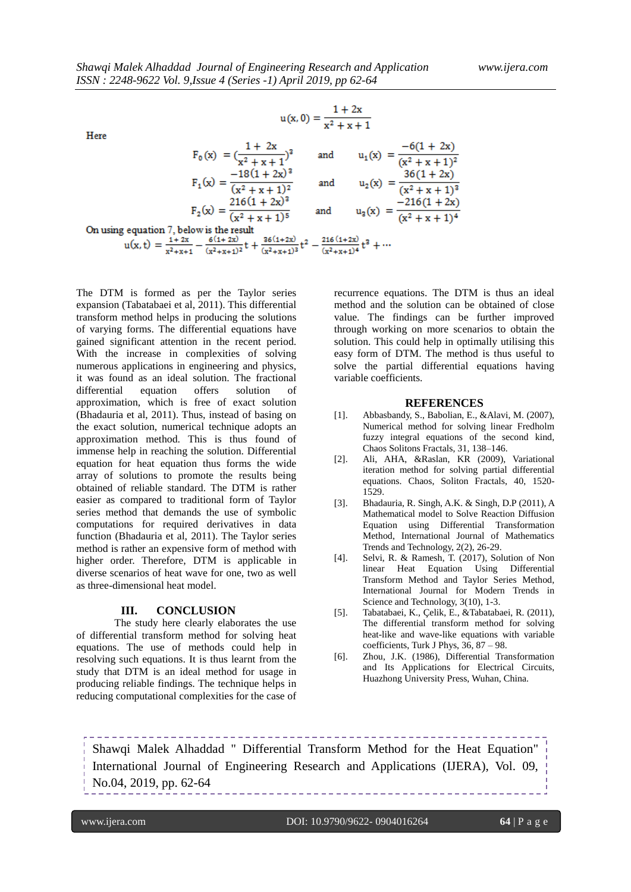$$u(x,0) = \frac{1+2x}{x^2+x+1}$$

Here

$$F_0(x) = \left(\frac{1+2x}{x^2+x+1}\right)^3 \quad \text{and} \quad u_1(x) = \frac{-6(1+2x)}{(x^2+x+1)^2}$$

$$F_1(x) = \frac{-18(1+2x)^3}{(x^2+x+1)^2} \quad \text{and} \quad u_2(x) = \frac{36(1+2x)}{(x^2+x+1)^3}$$

$$F_2(x) = \frac{216(1+2x)^3}{(x^2+x+1)^5} \quad \text{and} \quad u_3(x) = \frac{-216(1+2x)}{(x^2+x+1)^4}$$

On using equation 7, below is the result

$$u(x,t) = \frac{1+2x}{x^2+x+1} - \frac{6(1+2x)}{(x^2+x+1)^2}t + \frac{36(1+2x)}{(x^2+x+1)^3}t^2 - \frac{216(1+2x)}{(x^2+x+1)^4}t^3 + \cdots$$

The DTM is formed as per the Taylor series expansion (Tabatabaei et al, 2011). This differential transform method helps in producing the solutions of varying forms. The differential equations have gained significant attention in the recent period. With the increase in complexities of solving numerous applications in engineering and physics, it was found as an ideal solution. The fractional differential equation offers solution of approximation, which is free of exact solution (Bhadauria et al, 2011). Thus, instead of basing on the exact solution, numerical technique adopts an approximation method. This is thus found of immense help in reaching the solution. Differential equation for heat equation thus forms the wide array of solutions to promote the results being obtained of reliable standard. The DTM is rather easier as compared to traditional form of Taylor series method that demands the use of symbolic computations for required derivatives in data function (Bhadauria et al, 2011). The Taylor series method is rather an expensive form of method with higher order. Therefore, DTM is applicable in diverse scenarios of heat wave for one, two as well as three-dimensional heat model.

## III. CONCLUSION

The study here clearly elaborates the use of differential transform method for solving heat equations. The use of methods could help in resolving such equations. It is thus learnt from the study that DTM is an ideal method for usage in producing reliable findings. The technique helps in reducing computational complexities for the case of recurrence equations. The DTM is thus an ideal method and the solution can be obtained of close value. The findings can be further improved through working on more scenarios to obtain the solution. This could help in optimally utilising this easy form of DTM. The method is thus useful to solve the partial differential equations having variable coefficients.

## REFERENCES

[1]. Abbasbandy, S., Babolian, E., &Alavi, M. (2007), Numerical method for solving linear Fredholm fuzzy integral equations of the second kind, Chaos Solitons Fractals, 31, 138–146.

[2]. Ali, AHA, &Raslan, KR (2009), Variational iteration method for solving partial differential equations. Chaos, Soliton Fractals, 40, 1520-1529.

[3]. Bhadauria, R. Singh, A.K. & Singh, D.P (2011), A Mathematical model to Solve Reaction Diffusion Equation using Differential Transformation Method, International Journal of Mathematics Trends and Technology, 2(2), 26-29.

[4]. Selvi, R. & Ramesh, T. (2017), Solution of Non linear Heat Equation Using Differential Transform Method and Taylor Series Method, International Journal for Modern Trends in Science and Technology, 3(10), 1-3.

[5]. Tabatabaei, K., Çelik, E., &Tabatabaei, R. (2011), The differential transform method for solving heat-like and wave-like equations with variable coefficients, Turk J Phys, 36, 87 – 98.

[6]. Zhou, J.K. (1986), Differential Transformation and Its Applications for Electrical Circuits, Huazhong University Press, Wuhan, China.

Shawqi Malek Alhaddad " Differential Transform Method for the Heat Equation" International Journal of Engineering Research and Applications (IJERA), Vol. 09, No.04, 2019, pp. 62-64